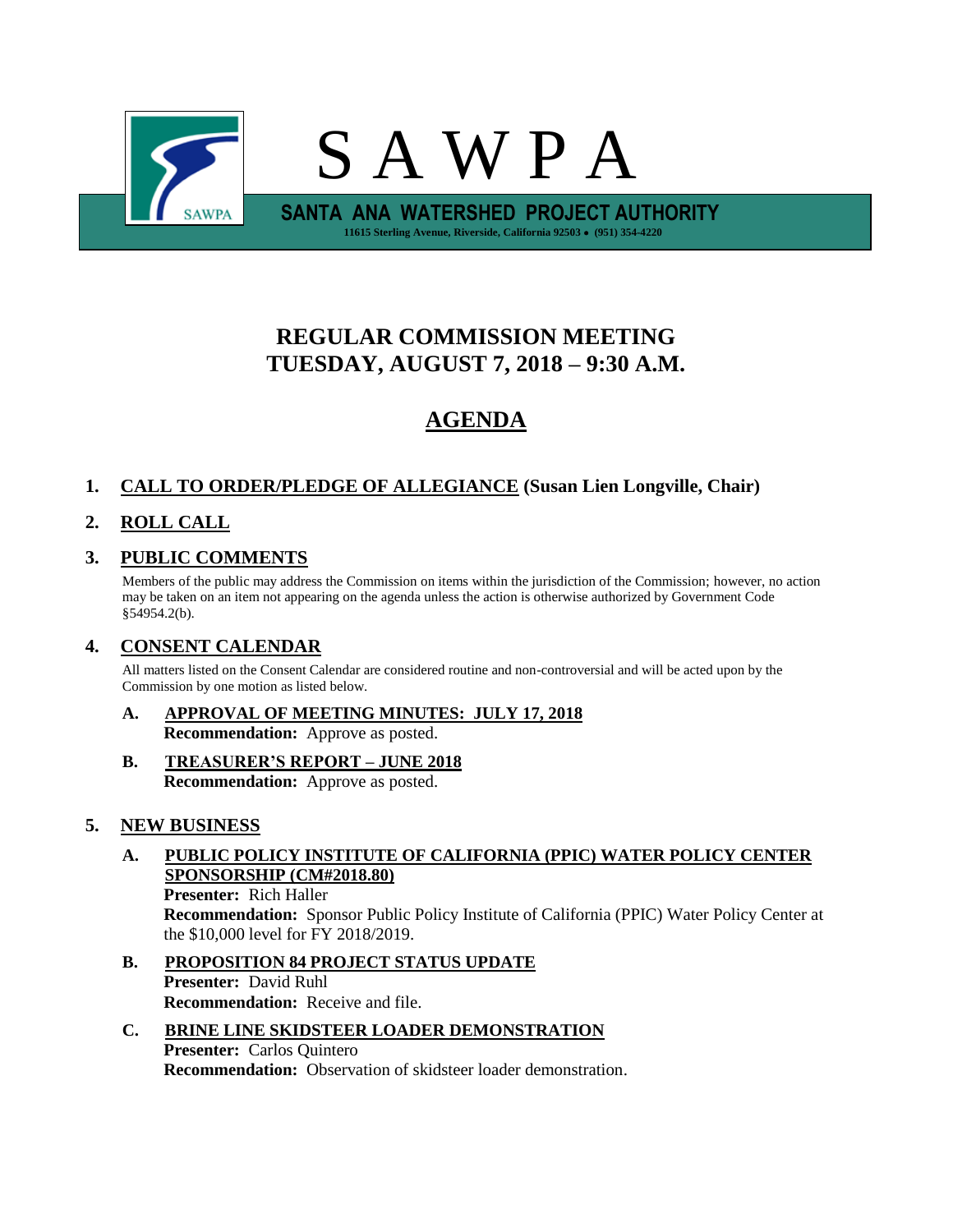# S A W P A

**SANTA ANA WATERSHED PROJECT AUTHORITY**

**11615 Sterling Avenue, Riverside, California 92503 • (951) 354-4220**

## REGULAR COMMISSION MEETING
## TUESDAY, AUGUST 7, 2018 – 9:30 A.M.

## AGENDA

### 1. CALL TO ORDER/PLEDGE OF ALLEGIANCE (Susan Lien Longville, Chair)

### 2. ROLL CALL

### 3. PUBLIC COMMENTS

Members of the public may address the Commission on items within the jurisdiction of the Commission; however, no action may be taken on an item not appearing on the agenda unless the action is otherwise authorized by Government Code §54954.2(b).

### 4. CONSENT CALENDAR

All matters listed on the Consent Calendar are considered routine and non-controversial and will be acted upon by the Commission by one motion as listed below.

**A. APPROVAL OF MEETING MINUTES: JULY 17, 2018**
**Recommendation:** Approve as posted.

**B. TREASURER'S REPORT – JUNE 2018**
**Recommendation:** Approve as posted.

### 5. NEW BUSINESS

**A. PUBLIC POLICY INSTITUTE OF CALIFORNIA (PPIC) WATER POLICY CENTER SPONSORSHIP (CM#2018.80)**
**Presenter:** Rich Haller
**Recommendation:** Sponsor Public Policy Institute of California (PPIC) Water Policy Center at the $10,000 level for FY 2018/2019.

**B. PROPOSITION 84 PROJECT STATUS UPDATE**
**Presenter:** David Ruhl
**Recommendation:** Receive and file.

**C. BRINE LINE SKIDSTEER LOADER DEMONSTRATION**
**Presenter:** Carlos Quintero
**Recommendation:** Observation of skidsteer loader demonstration.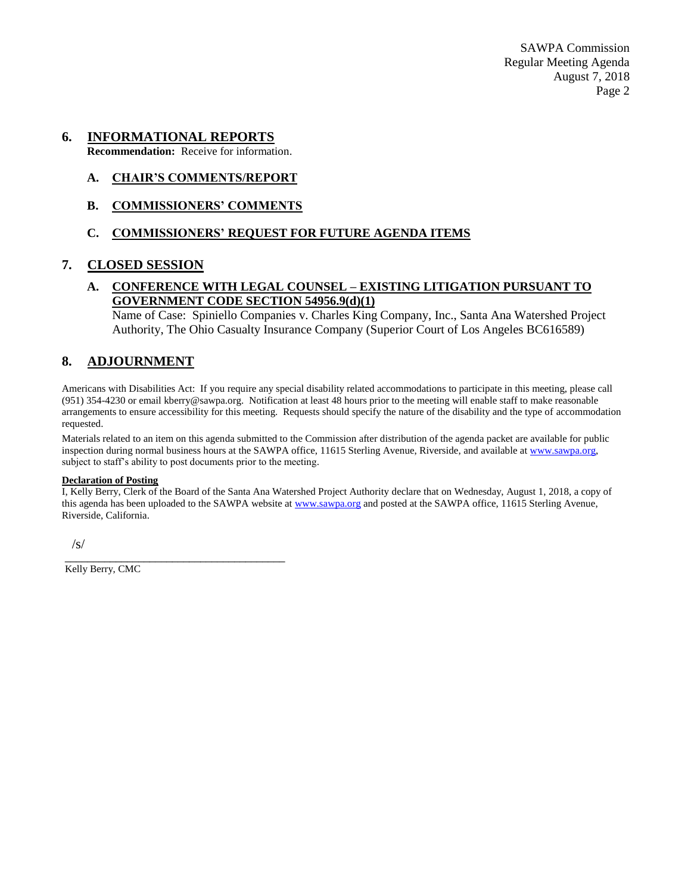## 6. INFORMATIONAL REPORTS

**Recommendation:** Receive for information.

### A. CHAIR'S COMMENTS/REPORT

### B. COMMISSIONERS' COMMENTS

### C. COMMISSIONERS' REQUEST FOR FUTURE AGENDA ITEMS

## 7. CLOSED SESSION

### A. CONFERENCE WITH LEGAL COUNSEL – EXISTING LITIGATION PURSUANT TO GOVERNMENT CODE SECTION 54956.9(d)(1)

Name of Case: Spiniello Companies v. Charles King Company, Inc., Santa Ana Watershed Project Authority, The Ohio Casualty Insurance Company (Superior Court of Los Angeles BC616589)

## 8. ADJOURNMENT

Americans with Disabilities Act: If you require any special disability related accommodations to participate in this meeting, please call (951) 354-4230 or email kberry@sawpa.org. Notification at least 48 hours prior to the meeting will enable staff to make reasonable arrangements to ensure accessibility for this meeting. Requests should specify the nature of the disability and the type of accommodation requested.

Materials related to an item on this agenda submitted to the Commission after distribution of the agenda packet are available for public inspection during normal business hours at the SAWPA office, 11615 Sterling Avenue, Riverside, and available at www.sawpa.org, subject to staff's ability to post documents prior to the meeting.

**Declaration of Posting**

I, Kelly Berry, Clerk of the Board of the Santa Ana Watershed Project Authority declare that on Wednesday, August 1, 2018, a copy of this agenda has been uploaded to the SAWPA website at www.sawpa.org and posted at the SAWPA office, 11615 Sterling Avenue, Riverside, California.

/s/

\_\_\_\_\_\_\_\_\_\_\_\_\_\_\_\_\_\_\_\_\_\_\_\_\_\_\_\_\_\_\_\_\_\_\_\_\_\_\_\_

Kelly Berry, CMC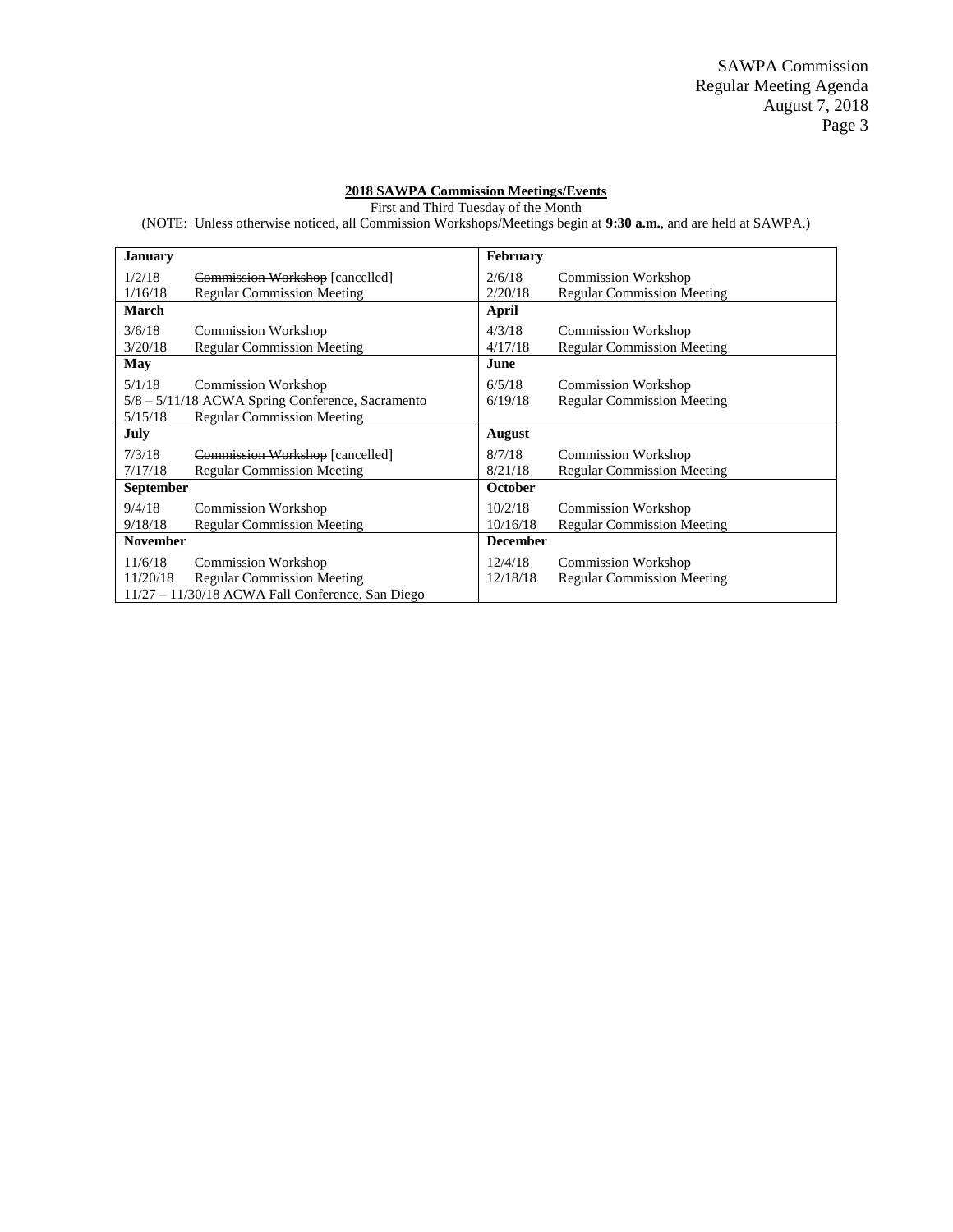**2018 SAWPA Commission Meetings/Events**

First and Third Tuesday of the Month

(NOTE: Unless otherwise noticed, all Commission Workshops/Meetings begin at **9:30 a.m.**, and are held at SAWPA.)

| | |
|---|---|
| **January** | **February** |
| 1/2/18 ~~Commission Workshop~~ [cancelled]<br>1/16/18 Regular Commission Meeting | 2/6/18 Commission Workshop<br>2/20/18 Regular Commission Meeting |
| **March** | **April** |
| 3/6/18 Commission Workshop<br>3/20/18 Regular Commission Meeting | 4/3/18 Commission Workshop<br>4/17/18 Regular Commission Meeting |
| **May** | **June** |
| 5/1/18 Commission Workshop<br>5/8 – 5/11/18 ACWA Spring Conference, Sacramento<br>5/15/18 Regular Commission Meeting | 6/5/18 Commission Workshop<br>6/19/18 Regular Commission Meeting |
| **July** | **August** |
| 7/3/18 ~~Commission Workshop~~ [cancelled]<br>7/17/18 Regular Commission Meeting | 8/7/18 Commission Workshop<br>8/21/18 Regular Commission Meeting |
| **September** | **October** |
| 9/4/18 Commission Workshop<br>9/18/18 Regular Commission Meeting | 10/2/18 Commission Workshop<br>10/16/18 Regular Commission Meeting |
| **November** | **December** |
| 11/6/18 Commission Workshop<br>11/20/18 Regular Commission Meeting<br>11/27 – 11/30/18 ACWA Fall Conference, San Diego | 12/4/18 Commission Workshop<br>12/18/18 Regular Commission Meeting |